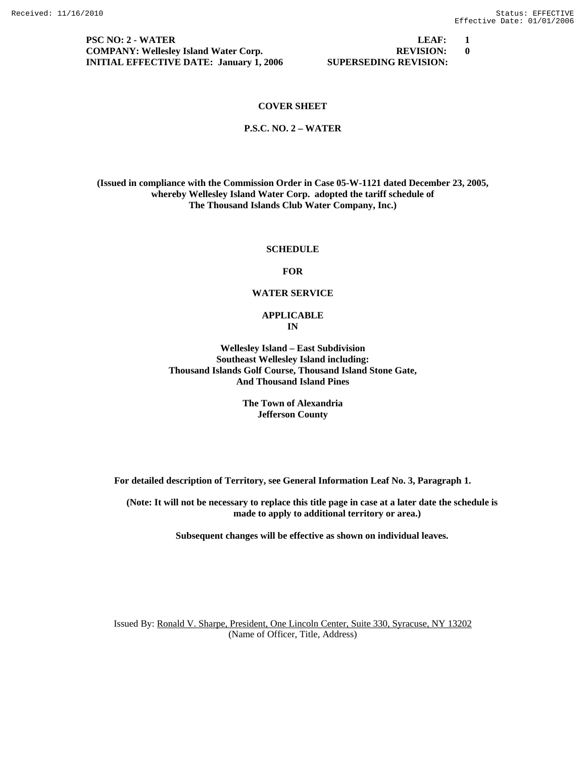**PSC NO: 2 - WATER** | **LEAF: 1**
**COMPANY: Wellesley Island Water Corp.** | **REVISION: 0**
**INITIAL EFFECTIVE DATE: January 1, 2006** | **SUPERSEDING REVISION:**

# COVER SHEET

## P.S.C. NO. 2 – WATER

**(Issued in compliance with the Commission Order in Case 05-W-1121 dated December 23, 2005, whereby Wellesley Island Water Corp. adopted the tariff schedule of The Thousand Islands Club Water Company, Inc.)**

**SCHEDULE**

**FOR**

**WATER SERVICE**

**APPLICABLE IN**

**Wellesley Island – East Subdivision**
**Southeast Wellesley Island including:**
**Thousand Islands Golf Course, Thousand Island Stone Gate,**
**And Thousand Island Pines**

**The Town of Alexandria**
**Jefferson County**

**For detailed description of Territory, see General Information Leaf No. 3, Paragraph 1.**

**(Note: It will not be necessary to replace this title page in case at a later date the schedule is made to apply to additional territory or area.)**

**Subsequent changes will be effective as shown on individual leaves.**

Issued By: Ronald V. Sharpe, President, One Lincoln Center, Suite 330, Syracuse, NY 13202
(Name of Officer, Title, Address)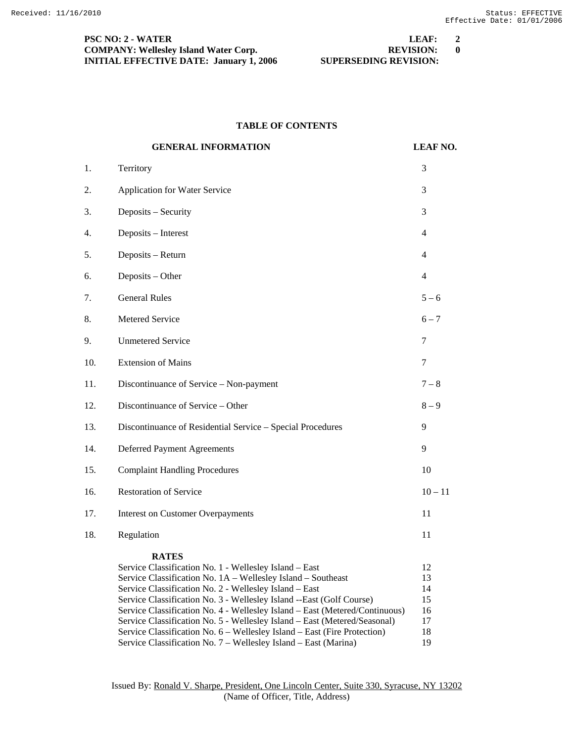PSC NO: 2 - WATER LEAF: 2
COMPANY: Wellesley Island Water Corp. REVISION: 0
INITIAL EFFECTIVE DATE: January 1, 2006 SUPERSEDING REVISION:

## TABLE OF CONTENTS

| | GENERAL INFORMATION | LEAF NO. |
|---|---|---|
| 1. | Territory | 3 |
| 2. | Application for Water Service | 3 |
| 3. | Deposits – Security | 3 |
| 4. | Deposits – Interest | 4 |
| 5. | Deposits – Return | 4 |
| 6. | Deposits – Other | 4 |
| 7. | General Rules | 5 – 6 |
| 8. | Metered Service | 6 – 7 |
| 9. | Unmetered Service | 7 |
| 10. | Extension of Mains | 7 |
| 11. | Discontinuance of Service – Non-payment | 7 – 8 |
| 12. | Discontinuance of Service – Other | 8 – 9 |
| 13. | Discontinuance of Residential Service – Special Procedures | 9 |
| 14. | Deferred Payment Agreements | 9 |
| 15. | Complaint Handling Procedures | 10 |
| 16. | Restoration of Service | 10 – 11 |
| 17. | Interest on Customer Overpayments | 11 |
| 18. | Regulation | 11 |

**RATES**

| | |
|---|---|
| Service Classification No. 1 - Wellesley Island – East | 12 |
| Service Classification No. 1A – Wellesley Island – Southeast | 13 |
| Service Classification No. 2 - Wellesley Island – East | 14 |
| Service Classification No. 3 - Wellesley Island --East (Golf Course) | 15 |
| Service Classification No. 4 - Wellesley Island – East (Metered/Continuous) | 16 |
| Service Classification No. 5 - Wellesley Island – East (Metered/Seasonal) | 17 |
| Service Classification No. 6 – Wellesley Island – East (Fire Protection) | 18 |
| Service Classification No. 7 – Wellesley Island – East (Marina) | 19 |

Issued By: Ronald V. Sharpe, President, One Lincoln Center, Suite 330, Syracuse, NY 13202
(Name of Officer, Title, Address)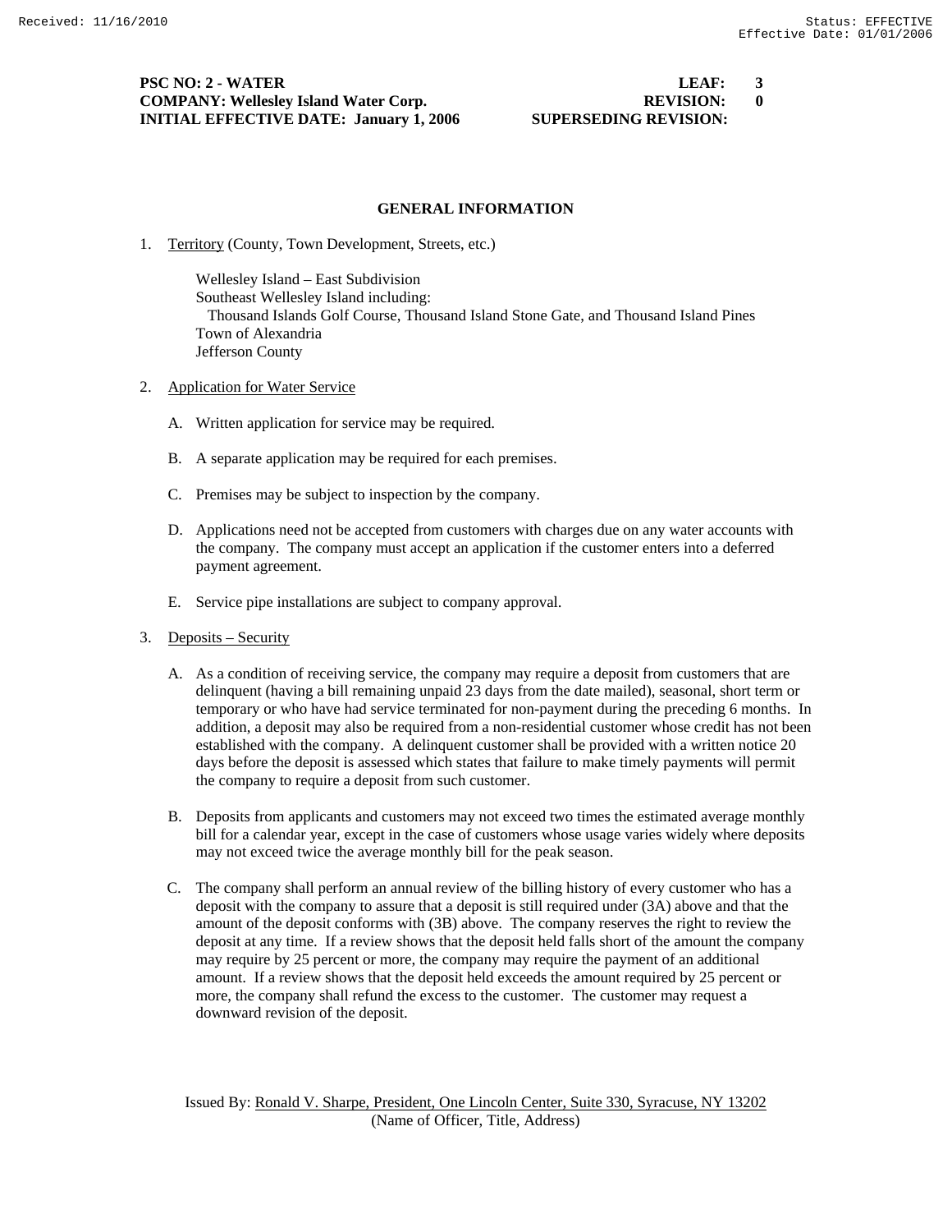**PSC NO: 2 - WATER** **LEAF: 3**
**COMPANY: Wellesley Island Water Corp.** **REVISION: 0**
**INITIAL EFFECTIVE DATE: January 1, 2006** **SUPERSEDING REVISION:**

## GENERAL INFORMATION

1. Territory (County, Town Development, Streets, etc.)

   Wellesley Island – East Subdivision
   Southeast Wellesley Island including:
     Thousand Islands Golf Course, Thousand Island Stone Gate, and Thousand Island Pines
   Town of Alexandria
   Jefferson County

2. Application for Water Service

   A. Written application for service may be required.

   B. A separate application may be required for each premises.

   C. Premises may be subject to inspection by the company.

   D. Applications need not be accepted from customers with charges due on any water accounts with the company. The company must accept an application if the customer enters into a deferred payment agreement.

   E. Service pipe installations are subject to company approval.

3. Deposits – Security

   A. As a condition of receiving service, the company may require a deposit from customers that are delinquent (having a bill remaining unpaid 23 days from the date mailed), seasonal, short term or temporary or who have had service terminated for non-payment during the preceding 6 months. In addition, a deposit may also be required from a non-residential customer whose credit has not been established with the company. A delinquent customer shall be provided with a written notice 20 days before the deposit is assessed which states that failure to make timely payments will permit the company to require a deposit from such customer.

   B. Deposits from applicants and customers may not exceed two times the estimated average monthly bill for a calendar year, except in the case of customers whose usage varies widely where deposits may not exceed twice the average monthly bill for the peak season.

   C. The company shall perform an annual review of the billing history of every customer who has a deposit with the company to assure that a deposit is still required under (3A) above and that the amount of the deposit conforms with (3B) above. The company reserves the right to review the deposit at any time. If a review shows that the deposit held falls short of the amount the company may require by 25 percent or more, the company may require the payment of an additional amount. If a review shows that the deposit held exceeds the amount required by 25 percent or more, the company shall refund the excess to the customer. The customer may request a downward revision of the deposit.

Issued By: Ronald V. Sharpe, President, One Lincoln Center, Suite 330, Syracuse, NY 13202
(Name of Officer, Title, Address)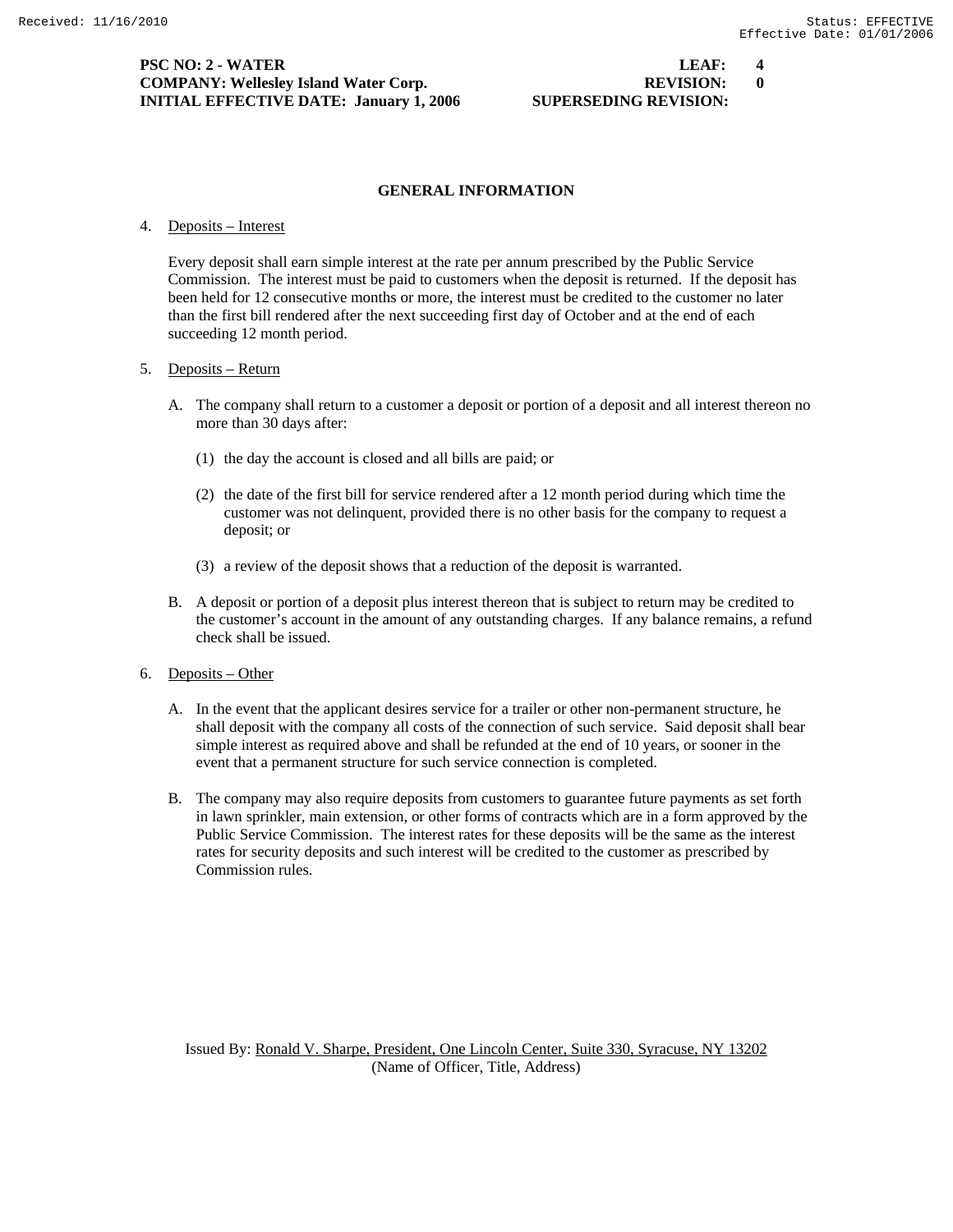**PSC NO: 2 - WATER** **LEAF: 4**
**COMPANY: Wellesley Island Water Corp.** **REVISION: 0**
**INITIAL EFFECTIVE DATE: January 1, 2006** **SUPERSEDING REVISION:**

## GENERAL INFORMATION

4. Deposits – Interest

   Every deposit shall earn simple interest at the rate per annum prescribed by the Public Service Commission. The interest must be paid to customers when the deposit is returned. If the deposit has been held for 12 consecutive months or more, the interest must be credited to the customer no later than the first bill rendered after the next succeeding first day of October and at the end of each succeeding 12 month period.

5. Deposits – Return

   A. The company shall return to a customer a deposit or portion of a deposit and all interest thereon no more than 30 days after:

      (1) the day the account is closed and all bills are paid; or

      (2) the date of the first bill for service rendered after a 12 month period during which time the customer was not delinquent, provided there is no other basis for the company to request a deposit; or

      (3) a review of the deposit shows that a reduction of the deposit is warranted.

   B. A deposit or portion of a deposit plus interest thereon that is subject to return may be credited to the customer's account in the amount of any outstanding charges. If any balance remains, a refund check shall be issued.

6. Deposits – Other

   A. In the event that the applicant desires service for a trailer or other non-permanent structure, he shall deposit with the company all costs of the connection of such service. Said deposit shall bear simple interest as required above and shall be refunded at the end of 10 years, or sooner in the event that a permanent structure for such service connection is completed.

   B. The company may also require deposits from customers to guarantee future payments as set forth in lawn sprinkler, main extension, or other forms of contracts which are in a form approved by the Public Service Commission. The interest rates for these deposits will be the same as the interest rates for security deposits and such interest will be credited to the customer as prescribed by Commission rules.

Issued By: Ronald V. Sharpe, President, One Lincoln Center, Suite 330, Syracuse, NY 13202
(Name of Officer, Title, Address)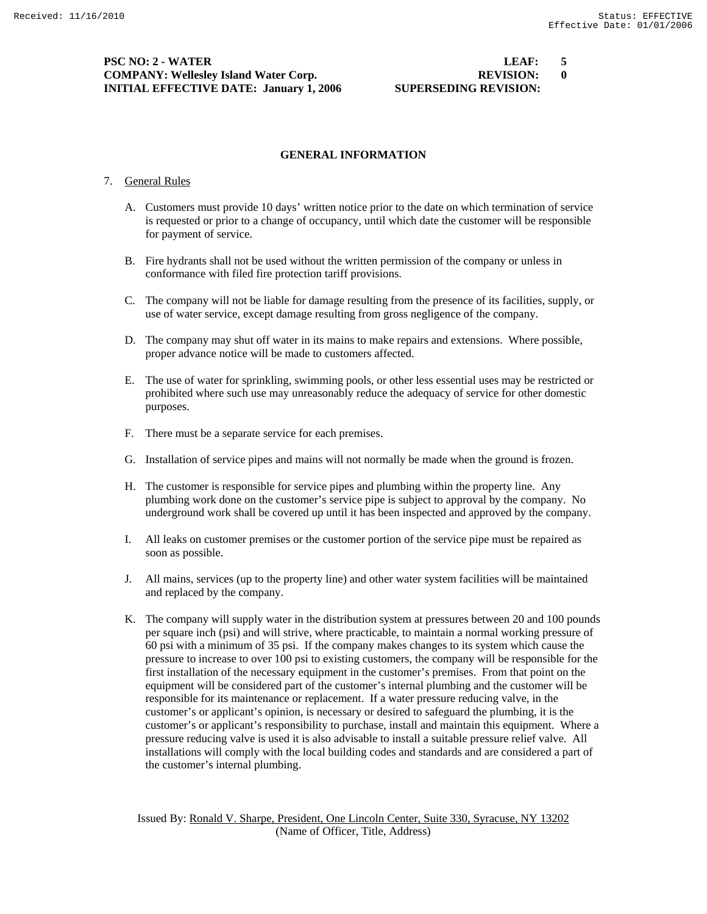**PSC NO: 2 - WATER** **LEAF: 5**
**COMPANY: Wellesley Island Water Corp.** **REVISION: 0**
**INITIAL EFFECTIVE DATE: January 1, 2006** **SUPERSEDING REVISION:**

## GENERAL INFORMATION

7. General Rules

   A. Customers must provide 10 days' written notice prior to the date on which termination of service is requested or prior to a change of occupancy, until which date the customer will be responsible for payment of service.

   B. Fire hydrants shall not be used without the written permission of the company or unless in conformance with filed fire protection tariff provisions.

   C. The company will not be liable for damage resulting from the presence of its facilities, supply, or use of water service, except damage resulting from gross negligence of the company.

   D. The company may shut off water in its mains to make repairs and extensions. Where possible, proper advance notice will be made to customers affected.

   E. The use of water for sprinkling, swimming pools, or other less essential uses may be restricted or prohibited where such use may unreasonably reduce the adequacy of service for other domestic purposes.

   F. There must be a separate service for each premises.

   G. Installation of service pipes and mains will not normally be made when the ground is frozen.

   H. The customer is responsible for service pipes and plumbing within the property line. Any plumbing work done on the customer's service pipe is subject to approval by the company. No underground work shall be covered up until it has been inspected and approved by the company.

   I. All leaks on customer premises or the customer portion of the service pipe must be repaired as soon as possible.

   J. All mains, services (up to the property line) and other water system facilities will be maintained and replaced by the company.

   K. The company will supply water in the distribution system at pressures between 20 and 100 pounds per square inch (psi) and will strive, where practicable, to maintain a normal working pressure of 60 psi with a minimum of 35 psi. If the company makes changes to its system which cause the pressure to increase to over 100 psi to existing customers, the company will be responsible for the first installation of the necessary equipment in the customer's premises. From that point on the equipment will be considered part of the customer's internal plumbing and the customer will be responsible for its maintenance or replacement. If a water pressure reducing valve, in the customer's or applicant's opinion, is necessary or desired to safeguard the plumbing, it is the customer's or applicant's responsibility to purchase, install and maintain this equipment. Where a pressure reducing valve is used it is also advisable to install a suitable pressure relief valve. All installations will comply with the local building codes and standards and are considered a part of the customer's internal plumbing.

Issued By: Ronald V. Sharpe, President, One Lincoln Center, Suite 330, Syracuse, NY 13202
(Name of Officer, Title, Address)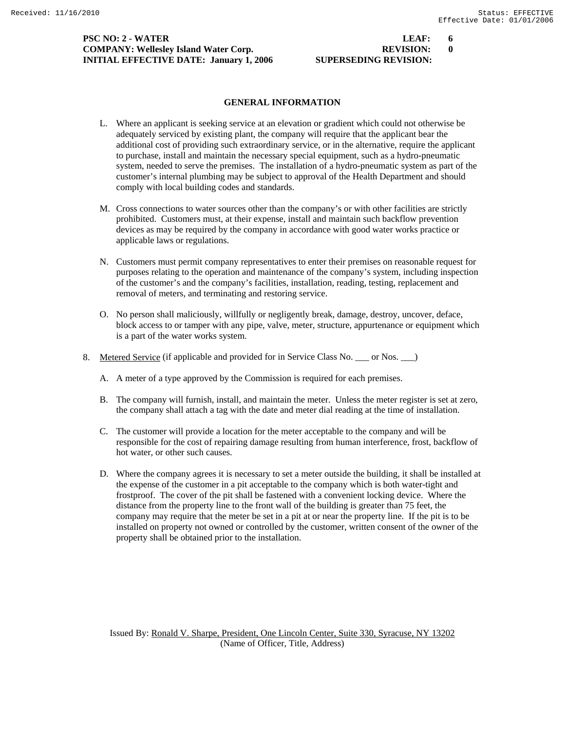## GENERAL INFORMATION

L. Where an applicant is seeking service at an elevation or gradient which could not otherwise be adequately serviced by existing plant, the company will require that the applicant bear the additional cost of providing such extraordinary service, or in the alternative, require the applicant to purchase, install and maintain the necessary special equipment, such as a hydro-pneumatic system, needed to serve the premises. The installation of a hydro-pneumatic system as part of the customer's internal plumbing may be subject to approval of the Health Department and should comply with local building codes and standards.

M. Cross connections to water sources other than the company's or with other facilities are strictly prohibited. Customers must, at their expense, install and maintain such backflow prevention devices as may be required by the company in accordance with good water works practice or applicable laws or regulations.

N. Customers must permit company representatives to enter their premises on reasonable request for purposes relating to the operation and maintenance of the company's system, including inspection of the customer's and the company's facilities, installation, reading, testing, replacement and removal of meters, and terminating and restoring service.

O. No person shall maliciously, willfully or negligently break, damage, destroy, uncover, deface, block access to or tamper with any pipe, valve, meter, structure, appurtenance or equipment which is a part of the water works system.

8. Metered Service (if applicable and provided for in Service Class No. ___ or Nos. ___)

   A. A meter of a type approved by the Commission is required for each premises.

   B. The company will furnish, install, and maintain the meter. Unless the meter register is set at zero, the company shall attach a tag with the date and meter dial reading at the time of installation.

   C. The customer will provide a location for the meter acceptable to the company and will be responsible for the cost of repairing damage resulting from human interference, frost, backflow of hot water, or other such causes.

   D. Where the company agrees it is necessary to set a meter outside the building, it shall be installed at the expense of the customer in a pit acceptable to the company which is both water-tight and frostproof. The cover of the pit shall be fastened with a convenient locking device. Where the distance from the property line to the front wall of the building is greater than 75 feet, the company may require that the meter be set in a pit at or near the property line. If the pit is to be installed on property not owned or controlled by the customer, written consent of the owner of the property shall be obtained prior to the installation.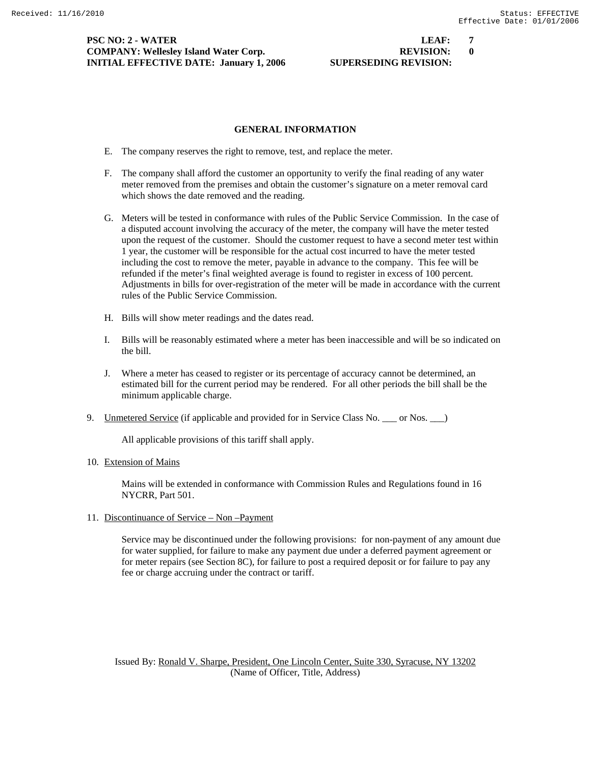**PSC NO: 2 - WATER** **LEAF: 7**
**COMPANY: Wellesley Island Water Corp.** **REVISION: 0**
**INITIAL EFFECTIVE DATE: January 1, 2006** **SUPERSEDING REVISION:**

## GENERAL INFORMATION

E. The company reserves the right to remove, test, and replace the meter.

F. The company shall afford the customer an opportunity to verify the final reading of any water meter removed from the premises and obtain the customer's signature on a meter removal card which shows the date removed and the reading.

G. Meters will be tested in conformance with rules of the Public Service Commission. In the case of a disputed account involving the accuracy of the meter, the company will have the meter tested upon the request of the customer. Should the customer request to have a second meter test within 1 year, the customer will be responsible for the actual cost incurred to have the meter tested including the cost to remove the meter, payable in advance to the company. This fee will be refunded if the meter's final weighted average is found to register in excess of 100 percent. Adjustments in bills for over-registration of the meter will be made in accordance with the current rules of the Public Service Commission.

H. Bills will show meter readings and the dates read.

I. Bills will be reasonably estimated where a meter has been inaccessible and will be so indicated on the bill.

J. Where a meter has ceased to register or its percentage of accuracy cannot be determined, an estimated bill for the current period may be rendered. For all other periods the bill shall be the minimum applicable charge.

9. Unmetered Service (if applicable and provided for in Service Class No. ___ or Nos. ___)

   All applicable provisions of this tariff shall apply.

10. Extension of Mains

    Mains will be extended in conformance with Commission Rules and Regulations found in 16 NYCRR, Part 501.

11. Discontinuance of Service – Non –Payment

    Service may be discontinued under the following provisions: for non-payment of any amount due for water supplied, for failure to make any payment due under a deferred payment agreement or for meter repairs (see Section 8C), for failure to post a required deposit or for failure to pay any fee or charge accruing under the contract or tariff.

Issued By: Ronald V. Sharpe, President, One Lincoln Center, Suite 330, Syracuse, NY 13202
(Name of Officer, Title, Address)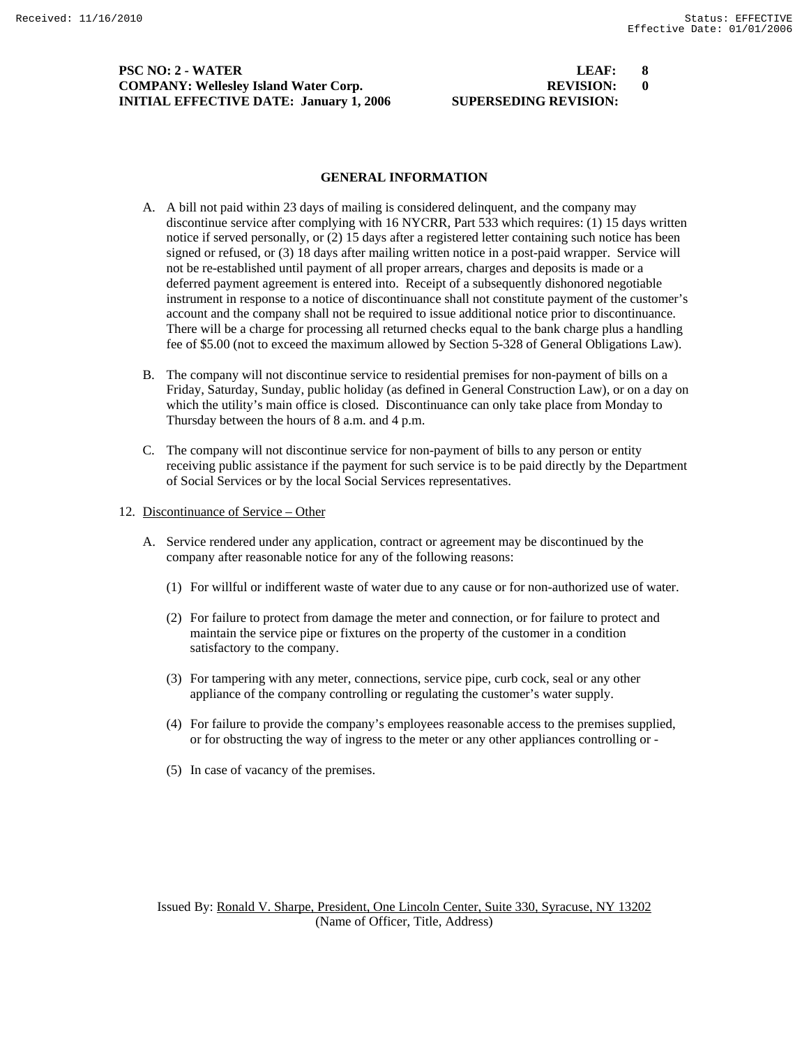PSC NO: 2 - WATER LEAF: 8
COMPANY: Wellesley Island Water Corp. REVISION: 0
INITIAL EFFECTIVE DATE: January 1, 2006 SUPERSEDING REVISION:

## GENERAL INFORMATION

A. A bill not paid within 23 days of mailing is considered delinquent, and the company may discontinue service after complying with 16 NYCRR, Part 533 which requires: (1) 15 days written notice if served personally, or (2) 15 days after a registered letter containing such notice has been signed or refused, or (3) 18 days after mailing written notice in a post-paid wrapper. Service will not be re-established until payment of all proper arrears, charges and deposits is made or a deferred payment agreement is entered into. Receipt of a subsequently dishonored negotiable instrument in response to a notice of discontinuance shall not constitute payment of the customer's account and the company shall not be required to issue additional notice prior to discontinuance. There will be a charge for processing all returned checks equal to the bank charge plus a handling fee of $5.00 (not to exceed the maximum allowed by Section 5-328 of General Obligations Law).

B. The company will not discontinue service to residential premises for non-payment of bills on a Friday, Saturday, Sunday, public holiday (as defined in General Construction Law), or on a day on which the utility's main office is closed. Discontinuance can only take place from Monday to Thursday between the hours of 8 a.m. and 4 p.m.

C. The company will not discontinue service for non-payment of bills to any person or entity receiving public assistance if the payment for such service is to be paid directly by the Department of Social Services or by the local Social Services representatives.

12. Discontinuance of Service – Other

A. Service rendered under any application, contract or agreement may be discontinued by the company after reasonable notice for any of the following reasons:

(1) For willful or indifferent waste of water due to any cause or for non-authorized use of water.

(2) For failure to protect from damage the meter and connection, or for failure to protect and maintain the service pipe or fixtures on the property of the customer in a condition satisfactory to the company.

(3) For tampering with any meter, connections, service pipe, curb cock, seal or any other appliance of the company controlling or regulating the customer's water supply.

(4) For failure to provide the company's employees reasonable access to the premises supplied, or for obstructing the way of ingress to the meter or any other appliances controlling or -

(5) In case of vacancy of the premises.

Issued By: Ronald V. Sharpe, President, One Lincoln Center, Suite 330, Syracuse, NY 13202
(Name of Officer, Title, Address)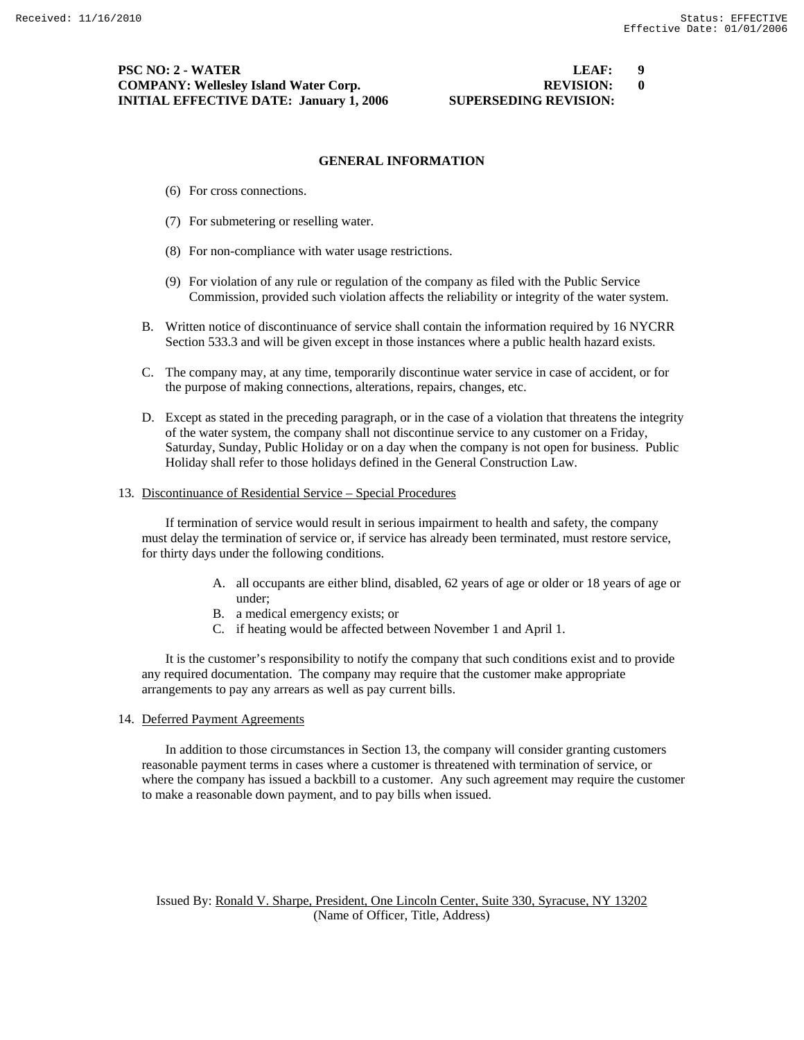**PSC NO: 2 - WATER** **LEAF: 9**
**COMPANY: Wellesley Island Water Corp.** **REVISION: 0**
**INITIAL EFFECTIVE DATE: January 1, 2006** **SUPERSEDING REVISION:**

## GENERAL INFORMATION

(6) For cross connections.

(7) For submetering or reselling water.

(8) For non-compliance with water usage restrictions.

(9) For violation of any rule or regulation of the company as filed with the Public Service Commission, provided such violation affects the reliability or integrity of the water system.

B. Written notice of discontinuance of service shall contain the information required by 16 NYCRR Section 533.3 and will be given except in those instances where a public health hazard exists.

C. The company may, at any time, temporarily discontinue water service in case of accident, or for the purpose of making connections, alterations, repairs, changes, etc.

D. Except as stated in the preceding paragraph, or in the case of a violation that threatens the integrity of the water system, the company shall not discontinue service to any customer on a Friday, Saturday, Sunday, Public Holiday or on a day when the company is not open for business. Public Holiday shall refer to those holidays defined in the General Construction Law.

13. Discontinuance of Residential Service – Special Procedures

If termination of service would result in serious impairment to health and safety, the company must delay the termination of service or, if service has already been terminated, must restore service, for thirty days under the following conditions.

A. all occupants are either blind, disabled, 62 years of age or older or 18 years of age or under;
B. a medical emergency exists; or
C. if heating would be affected between November 1 and April 1.

It is the customer's responsibility to notify the company that such conditions exist and to provide any required documentation. The company may require that the customer make appropriate arrangements to pay any arrears as well as pay current bills.

14. Deferred Payment Agreements

In addition to those circumstances in Section 13, the company will consider granting customers reasonable payment terms in cases where a customer is threatened with termination of service, or where the company has issued a backbill to a customer. Any such agreement may require the customer to make a reasonable down payment, and to pay bills when issued.

Issued By: Ronald V. Sharpe, President, One Lincoln Center, Suite 330, Syracuse, NY 13202
(Name of Officer, Title, Address)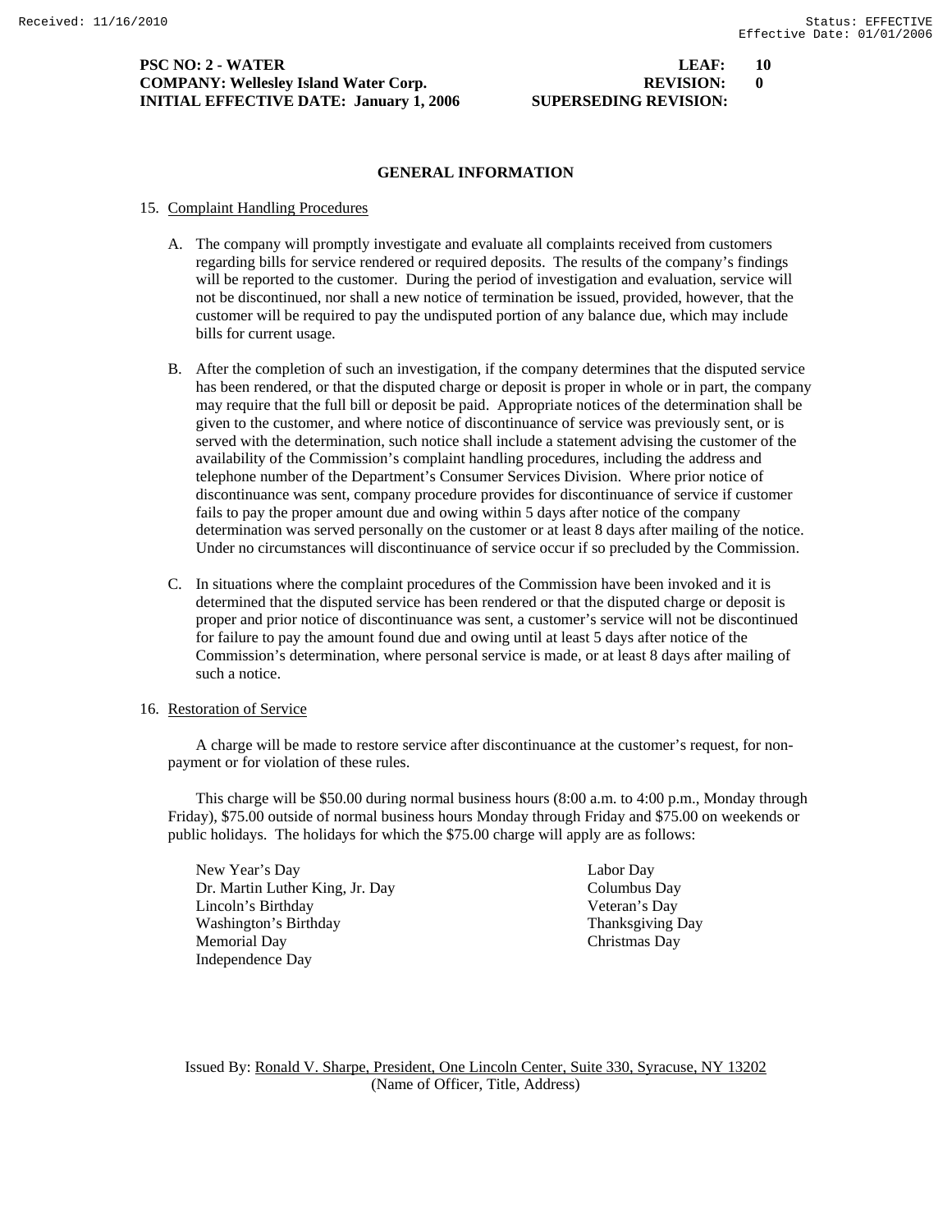**PSC NO: 2 - WATER** **LEAF: 10**
**COMPANY: Wellesley Island Water Corp.** **REVISION: 0**
**INITIAL EFFECTIVE DATE: January 1, 2006** **SUPERSEDING REVISION:**

## GENERAL INFORMATION

15. Complaint Handling Procedures

A. The company will promptly investigate and evaluate all complaints received from customers regarding bills for service rendered or required deposits. The results of the company's findings will be reported to the customer. During the period of investigation and evaluation, service will not be discontinued, nor shall a new notice of termination be issued, provided, however, that the customer will be required to pay the undisputed portion of any balance due, which may include bills for current usage.

B. After the completion of such an investigation, if the company determines that the disputed service has been rendered, or that the disputed charge or deposit is proper in whole or in part, the company may require that the full bill or deposit be paid. Appropriate notices of the determination shall be given to the customer, and where notice of discontinuance of service was previously sent, or is served with the determination, such notice shall include a statement advising the customer of the availability of the Commission's complaint handling procedures, including the address and telephone number of the Department's Consumer Services Division. Where prior notice of discontinuance was sent, company procedure provides for discontinuance of service if customer fails to pay the proper amount due and owing within 5 days after notice of the company determination was served personally on the customer or at least 8 days after mailing of the notice. Under no circumstances will discontinuance of service occur if so precluded by the Commission.

C. In situations where the complaint procedures of the Commission have been invoked and it is determined that the disputed service has been rendered or that the disputed charge or deposit is proper and prior notice of discontinuance was sent, a customer's service will not be discontinued for failure to pay the amount found due and owing until at least 5 days after notice of the Commission's determination, where personal service is made, or at least 8 days after mailing of such a notice.

16. Restoration of Service

A charge will be made to restore service after discontinuance at the customer's request, for non-payment or for violation of these rules.

This charge will be $50.00 during normal business hours (8:00 a.m. to 4:00 p.m., Monday through Friday), $75.00 outside of normal business hours Monday through Friday and $75.00 on weekends or public holidays. The holidays for which the $75.00 charge will apply are as follows:

New Year's Day
Dr. Martin Luther King, Jr. Day
Lincoln's Birthday
Washington's Birthday
Memorial Day
Independence Day
Labor Day
Columbus Day
Veteran's Day
Thanksgiving Day
Christmas Day

Issued By: Ronald V. Sharpe, President, One Lincoln Center, Suite 330, Syracuse, NY 13202
(Name of Officer, Title, Address)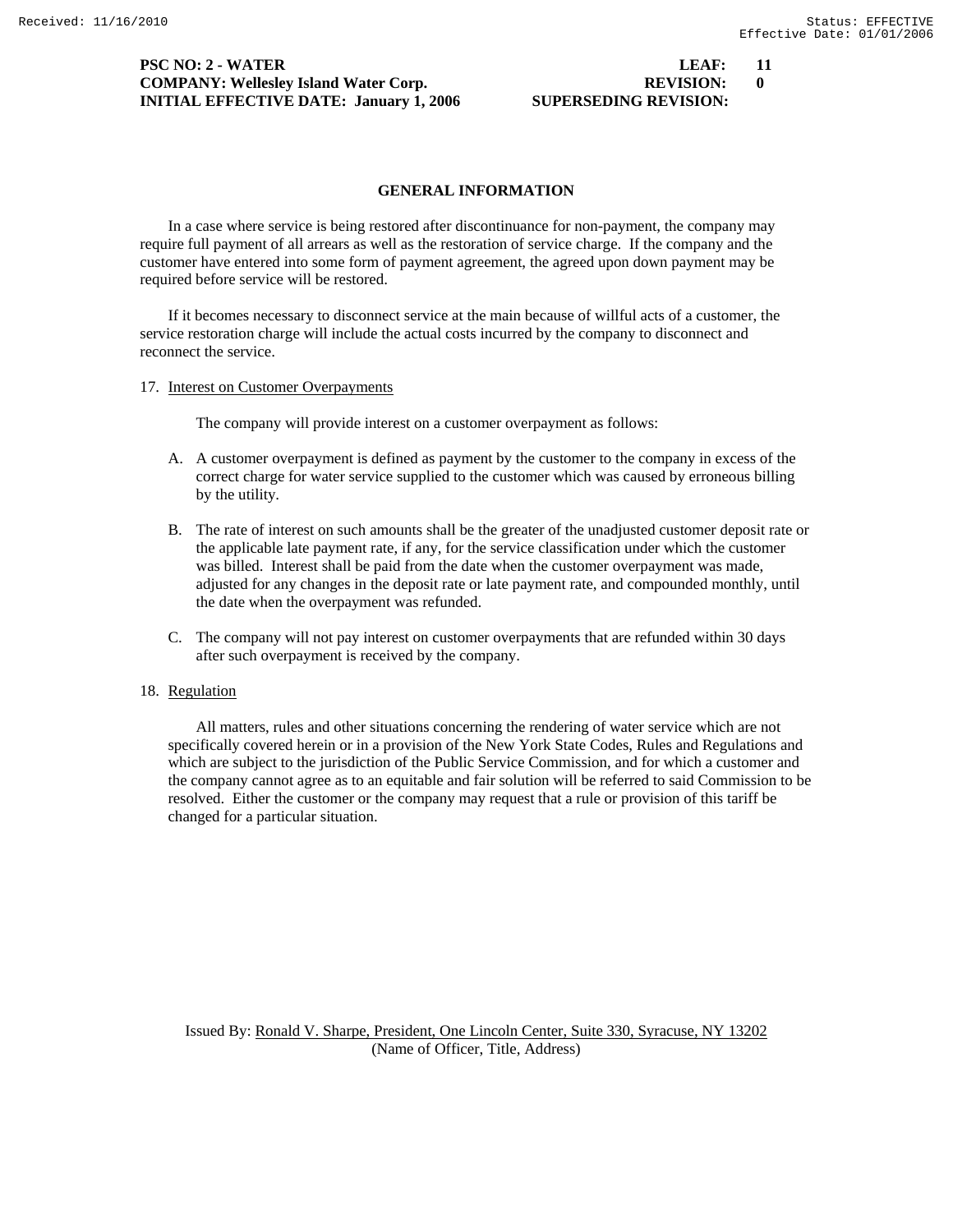## GENERAL INFORMATION

In a case where service is being restored after discontinuance for non-payment, the company may require full payment of all arrears as well as the restoration of service charge. If the company and the customer have entered into some form of payment agreement, the agreed upon down payment may be required before service will be restored.

If it becomes necessary to disconnect service at the main because of willful acts of a customer, the service restoration charge will include the actual costs incurred by the company to disconnect and reconnect the service.

17. Interest on Customer Overpayments

    The company will provide interest on a customer overpayment as follows:

    A. A customer overpayment is defined as payment by the customer to the company in excess of the correct charge for water service supplied to the customer which was caused by erroneous billing by the utility.

    B. The rate of interest on such amounts shall be the greater of the unadjusted customer deposit rate or the applicable late payment rate, if any, for the service classification under which the customer was billed. Interest shall be paid from the date when the customer overpayment was made, adjusted for any changes in the deposit rate or late payment rate, and compounded monthly, until the date when the overpayment was refunded.

    C. The company will not pay interest on customer overpayments that are refunded within 30 days after such overpayment is received by the company.

18. Regulation

    All matters, rules and other situations concerning the rendering of water service which are not specifically covered herein or in a provision of the New York State Codes, Rules and Regulations and which are subject to the jurisdiction of the Public Service Commission, and for which a customer and the company cannot agree as to an equitable and fair solution will be referred to said Commission to be resolved. Either the customer or the company may request that a rule or provision of this tariff be changed for a particular situation.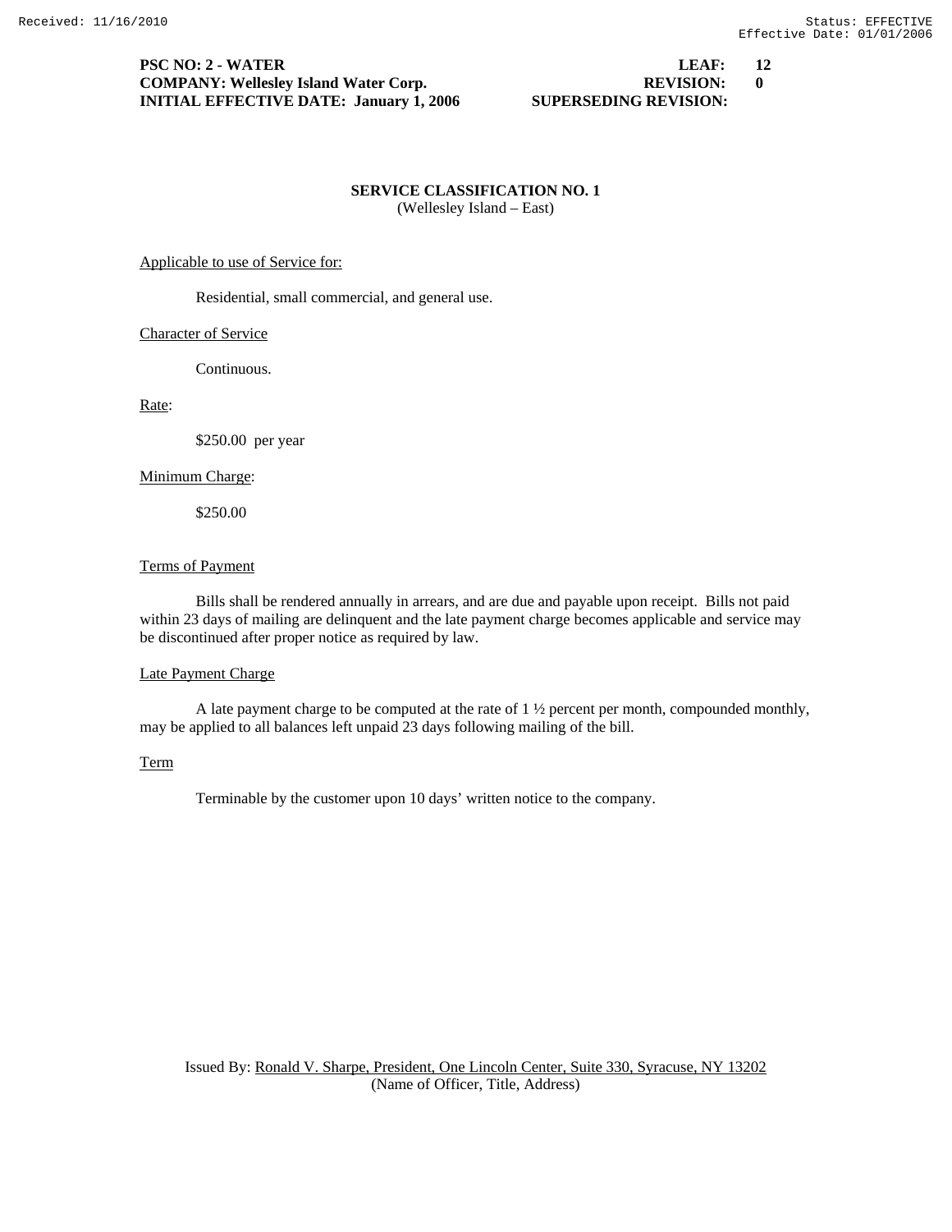**PSC NO: 2 - WATER** **LEAF: 12**
**COMPANY: Wellesley Island Water Corp.** **REVISION: 0**
**INITIAL EFFECTIVE DATE: January 1, 2006** **SUPERSEDING REVISION:**

## SERVICE CLASSIFICATION NO. 1

(Wellesley Island – East)

Applicable to use of Service for:

Residential, small commercial, and general use.

Character of Service

Continuous.

Rate:

$250.00 per year

Minimum Charge:

$250.00

Terms of Payment

Bills shall be rendered annually in arrears, and are due and payable upon receipt. Bills not paid within 23 days of mailing are delinquent and the late payment charge becomes applicable and service may be discontinued after proper notice as required by law.

Late Payment Charge

A late payment charge to be computed at the rate of 1 ½ percent per month, compounded monthly, may be applied to all balances left unpaid 23 days following mailing of the bill.

Term

Terminable by the customer upon 10 days' written notice to the company.

Issued By: Ronald V. Sharpe, President, One Lincoln Center, Suite 330, Syracuse, NY 13202
(Name of Officer, Title, Address)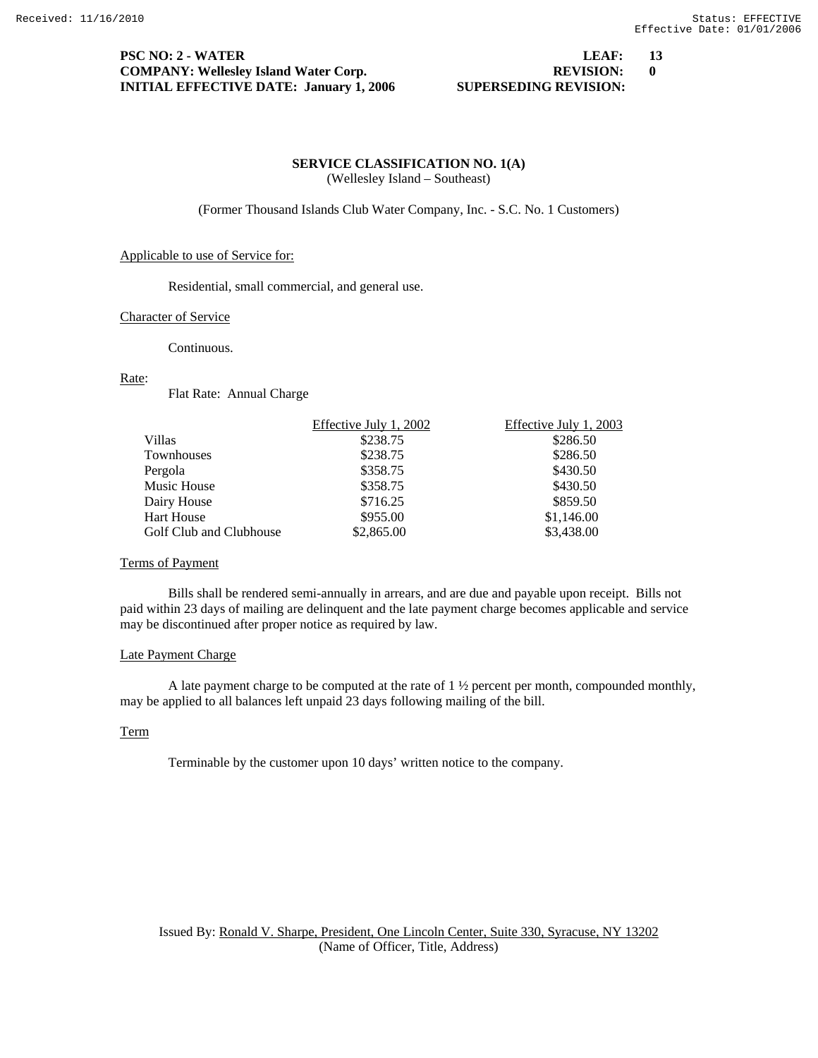**PSC NO: 2 - WATER** **LEAF: 13**
**COMPANY: Wellesley Island Water Corp.** **REVISION: 0**
**INITIAL EFFECTIVE DATE: January 1, 2006** **SUPERSEDING REVISION:**

## SERVICE CLASSIFICATION NO. 1(A)

(Wellesley Island – Southeast)

(Former Thousand Islands Club Water Company, Inc. - S.C. No. 1 Customers)

Applicable to use of Service for:

Residential, small commercial, and general use.

Character of Service

Continuous.

Rate:

Flat Rate: Annual Charge

| | Effective July 1, 2002 | Effective July 1, 2003 |
|---|---|---|
| Villas | $238.75 | $286.50 |
| Townhouses | $238.75 | $286.50 |
| Pergola | $358.75 | $430.50 |
| Music House | $358.75 | $430.50 |
| Dairy House | $716.25 | $859.50 |
| Hart House | $955.00 | $1,146.00 |
| Golf Club and Clubhouse | $2,865.00 | $3,438.00 |

Terms of Payment

Bills shall be rendered semi-annually in arrears, and are due and payable upon receipt. Bills not paid within 23 days of mailing are delinquent and the late payment charge becomes applicable and service may be discontinued after proper notice as required by law.

Late Payment Charge

A late payment charge to be computed at the rate of 1 ½ percent per month, compounded monthly, may be applied to all balances left unpaid 23 days following mailing of the bill.

Term

Terminable by the customer upon 10 days' written notice to the company.

Issued By: Ronald V. Sharpe, President, One Lincoln Center, Suite 330, Syracuse, NY 13202
(Name of Officer, Title, Address)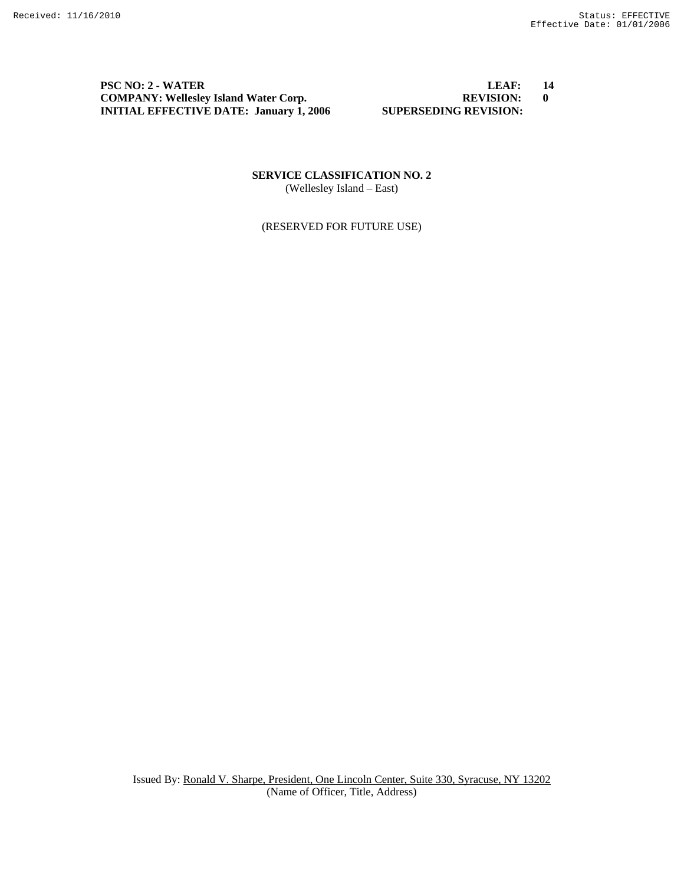**PSC NO: 2 - WATER** | **LEAF: 14**
**COMPANY: Wellesley Island Water Corp.** | **REVISION: 0**
**INITIAL EFFECTIVE DATE: January 1, 2006** | **SUPERSEDING REVISION:**

**SERVICE CLASSIFICATION NO. 2**
(Wellesley Island – East)

(RESERVED FOR FUTURE USE)

Issued By: Ronald V. Sharpe, President, One Lincoln Center, Suite 330, Syracuse, NY 13202
(Name of Officer, Title, Address)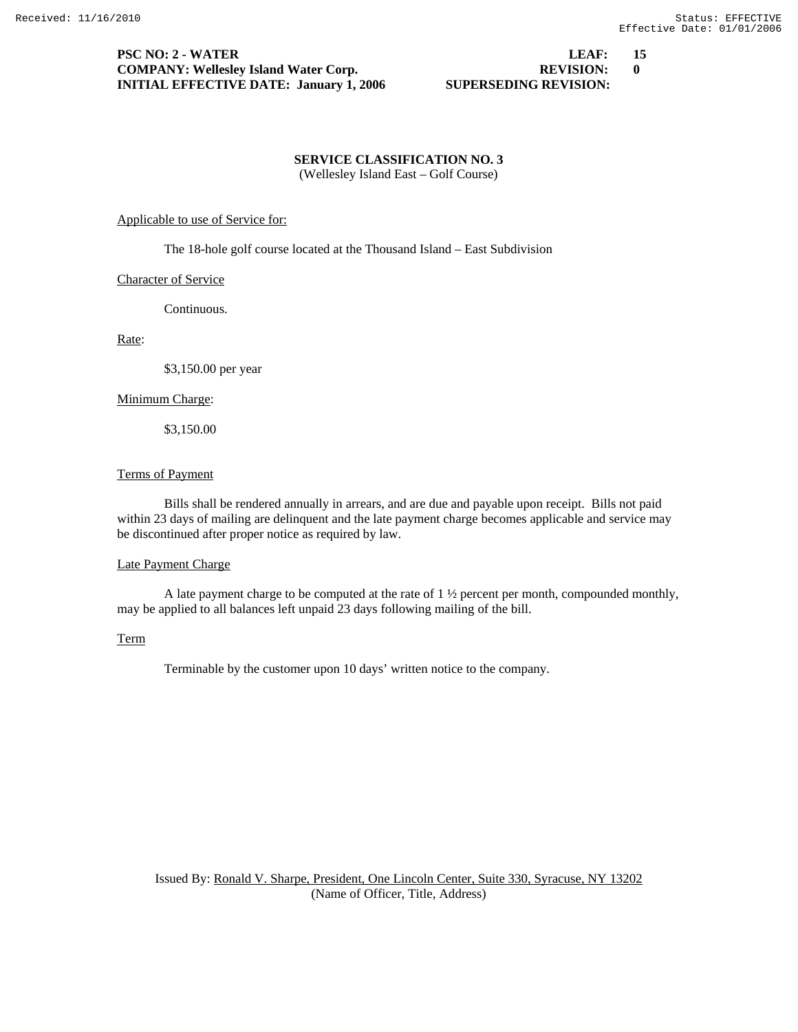**PSC NO: 2 - WATER** **LEAF: 15**
**COMPANY: Wellesley Island Water Corp.** **REVISION: 0**
**INITIAL EFFECTIVE DATE: January 1, 2006** **SUPERSEDING REVISION:**

## SERVICE CLASSIFICATION NO. 3
(Wellesley Island East – Golf Course)

Applicable to use of Service for:

The 18-hole golf course located at the Thousand Island – East Subdivision

Character of Service

Continuous.

Rate:

$3,150.00 per year

Minimum Charge:

$3,150.00

Terms of Payment

Bills shall be rendered annually in arrears, and are due and payable upon receipt. Bills not paid within 23 days of mailing are delinquent and the late payment charge becomes applicable and service may be discontinued after proper notice as required by law.

Late Payment Charge

A late payment charge to be computed at the rate of 1 ½ percent per month, compounded monthly, may be applied to all balances left unpaid 23 days following mailing of the bill.

Term

Terminable by the customer upon 10 days' written notice to the company.

Issued By: Ronald V. Sharpe, President, One Lincoln Center, Suite 330, Syracuse, NY 13202
(Name of Officer, Title, Address)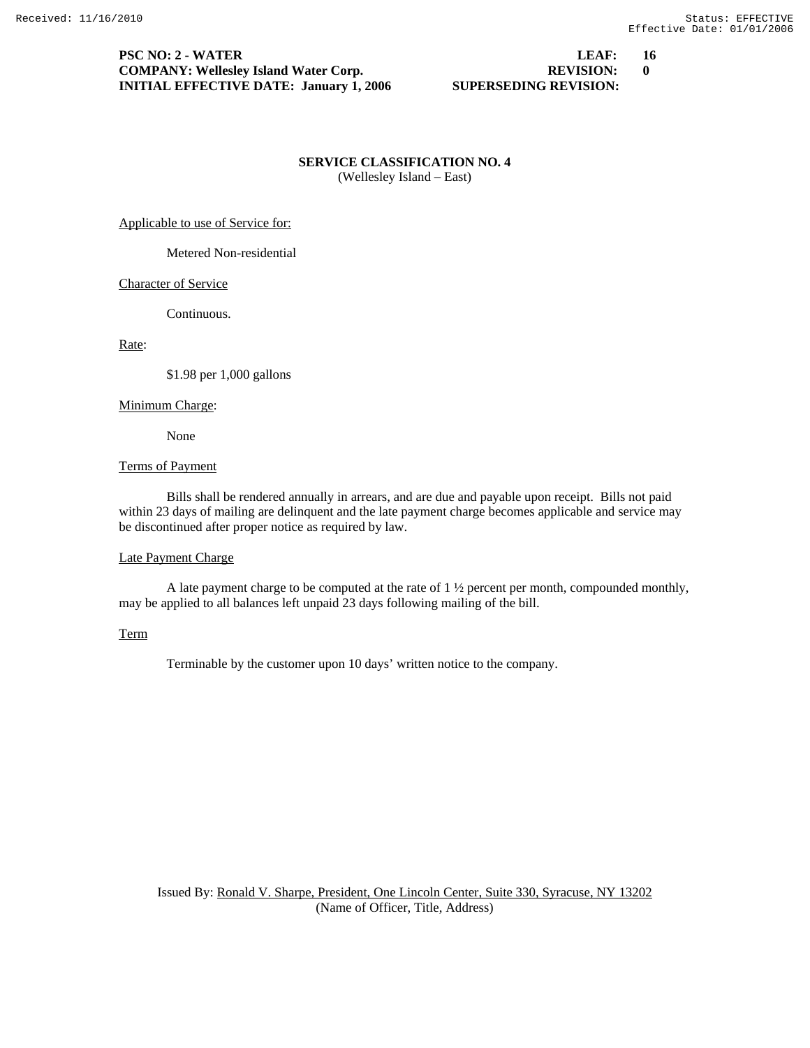**PSC NO: 2 - WATER** **LEAF: 16**
**COMPANY: Wellesley Island Water Corp.** **REVISION: 0**
**INITIAL EFFECTIVE DATE: January 1, 2006** **SUPERSEDING REVISION:**

## SERVICE CLASSIFICATION NO. 4
(Wellesley Island – East)

Applicable to use of Service for:

Metered Non-residential

Character of Service

Continuous.

Rate:

$1.98 per 1,000 gallons

Minimum Charge:

None

Terms of Payment

Bills shall be rendered annually in arrears, and are due and payable upon receipt. Bills not paid within 23 days of mailing are delinquent and the late payment charge becomes applicable and service may be discontinued after proper notice as required by law.

Late Payment Charge

A late payment charge to be computed at the rate of 1 ½ percent per month, compounded monthly, may be applied to all balances left unpaid 23 days following mailing of the bill.

Term

Terminable by the customer upon 10 days' written notice to the company.

Issued By: Ronald V. Sharpe, President, One Lincoln Center, Suite 330, Syracuse, NY 13202
(Name of Officer, Title, Address)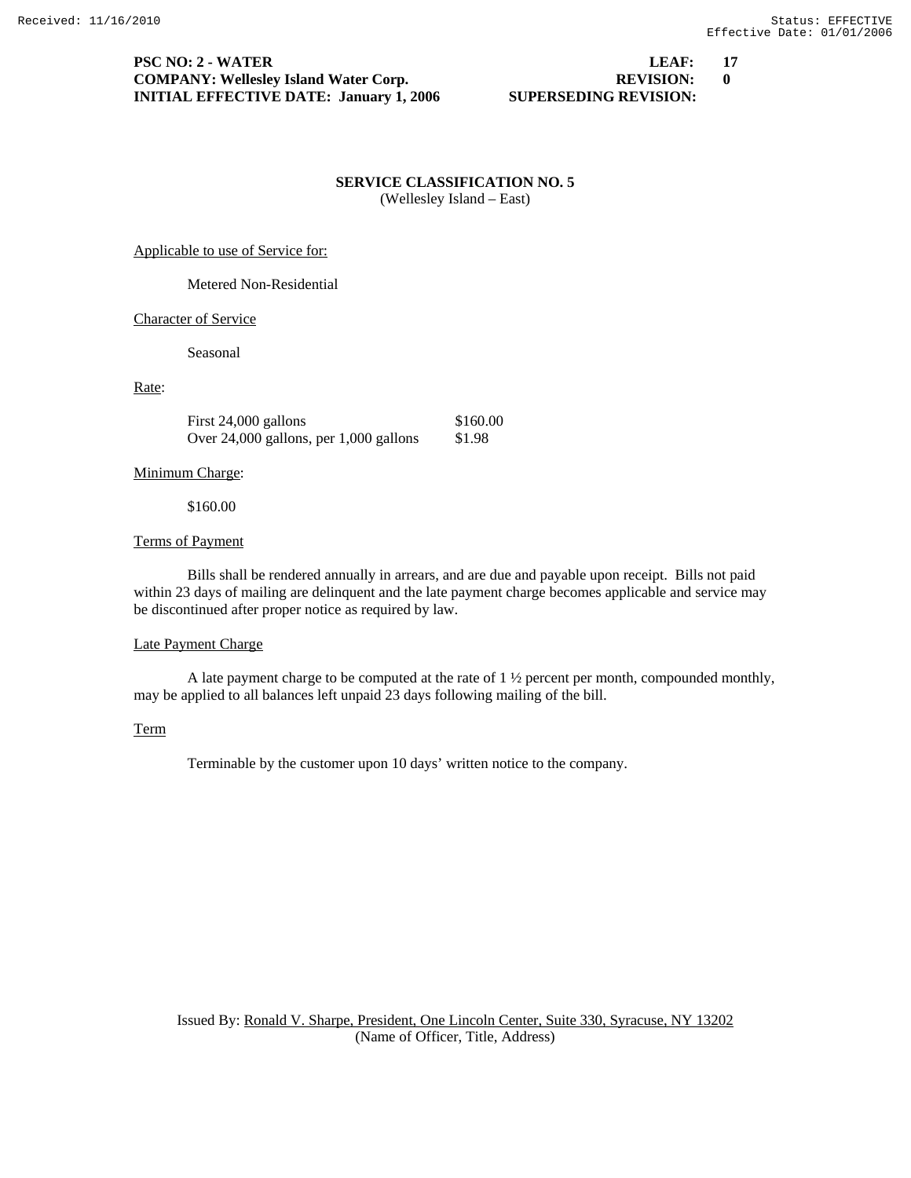**PSC NO: 2 - WATER** **LEAF: 17**
**COMPANY: Wellesley Island Water Corp.** **REVISION: 0**
**INITIAL EFFECTIVE DATE: January 1, 2006** **SUPERSEDING REVISION:**

## SERVICE CLASSIFICATION NO. 5
(Wellesley Island – East)

Applicable to use of Service for:

Metered Non-Residential

Character of Service

Seasonal

Rate:

| | |
|---|---|
| First 24,000 gallons | $160.00 |
| Over 24,000 gallons, per 1,000 gallons | $1.98 |

Minimum Charge:

$160.00

Terms of Payment

Bills shall be rendered annually in arrears, and are due and payable upon receipt. Bills not paid within 23 days of mailing are delinquent and the late payment charge becomes applicable and service may be discontinued after proper notice as required by law.

Late Payment Charge

A late payment charge to be computed at the rate of 1 ½ percent per month, compounded monthly, may be applied to all balances left unpaid 23 days following mailing of the bill.

Term

Terminable by the customer upon 10 days' written notice to the company.

Issued By: Ronald V. Sharpe, President, One Lincoln Center, Suite 330, Syracuse, NY 13202
(Name of Officer, Title, Address)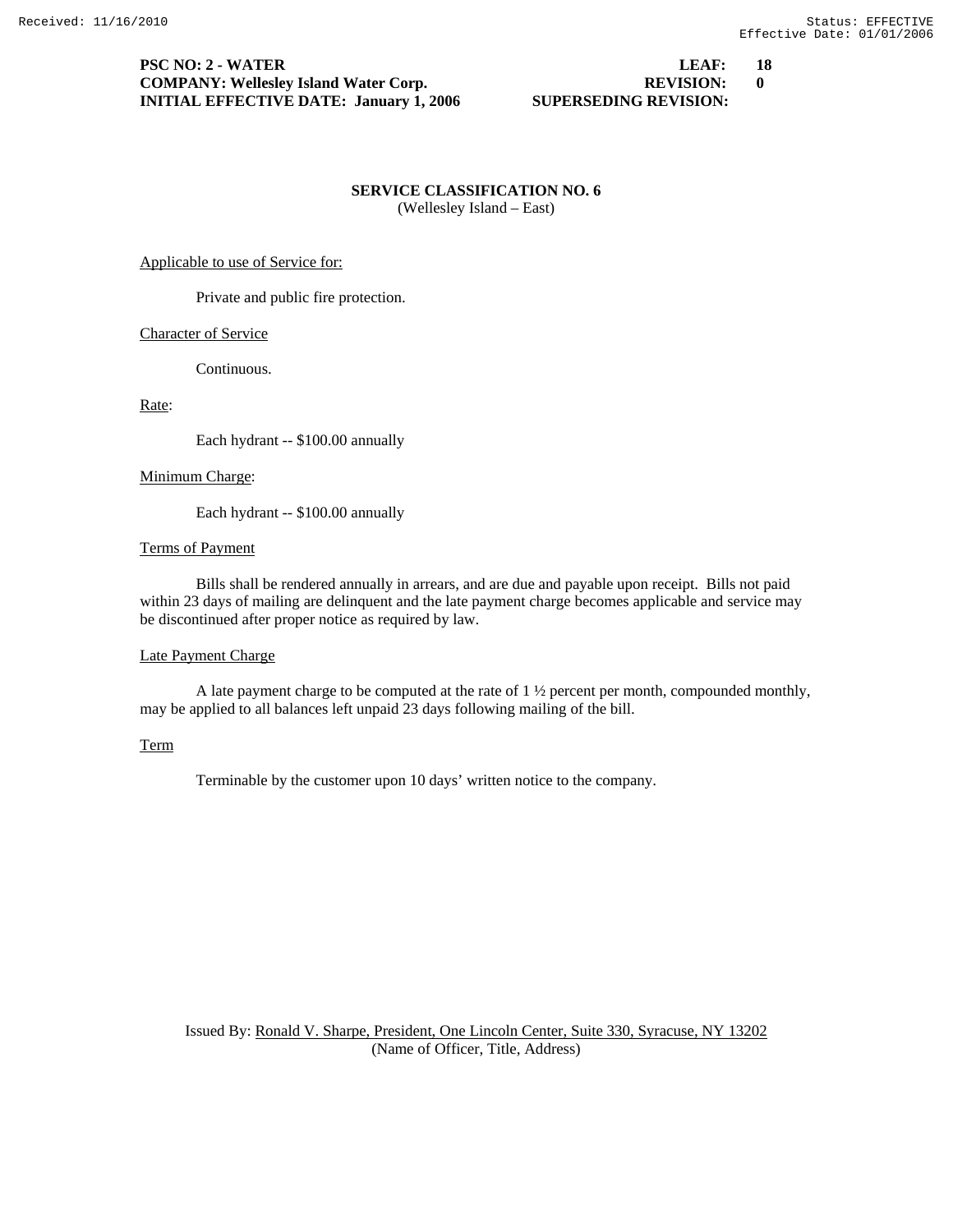**PSC NO: 2 - WATER** **LEAF: 18**
**COMPANY: Wellesley Island Water Corp.** **REVISION: 0**
**INITIAL EFFECTIVE DATE: January 1, 2006** **SUPERSEDING REVISION:**

## SERVICE CLASSIFICATION NO. 6
(Wellesley Island – East)

Applicable to use of Service for:

Private and public fire protection.

Character of Service

Continuous.

Rate:

Each hydrant -- $100.00 annually

Minimum Charge:

Each hydrant -- $100.00 annually

Terms of Payment

Bills shall be rendered annually in arrears, and are due and payable upon receipt. Bills not paid within 23 days of mailing are delinquent and the late payment charge becomes applicable and service may be discontinued after proper notice as required by law.

Late Payment Charge

A late payment charge to be computed at the rate of 1 ½ percent per month, compounded monthly, may be applied to all balances left unpaid 23 days following mailing of the bill.

Term

Terminable by the customer upon 10 days' written notice to the company.

Issued By: Ronald V. Sharpe, President, One Lincoln Center, Suite 330, Syracuse, NY 13202
(Name of Officer, Title, Address)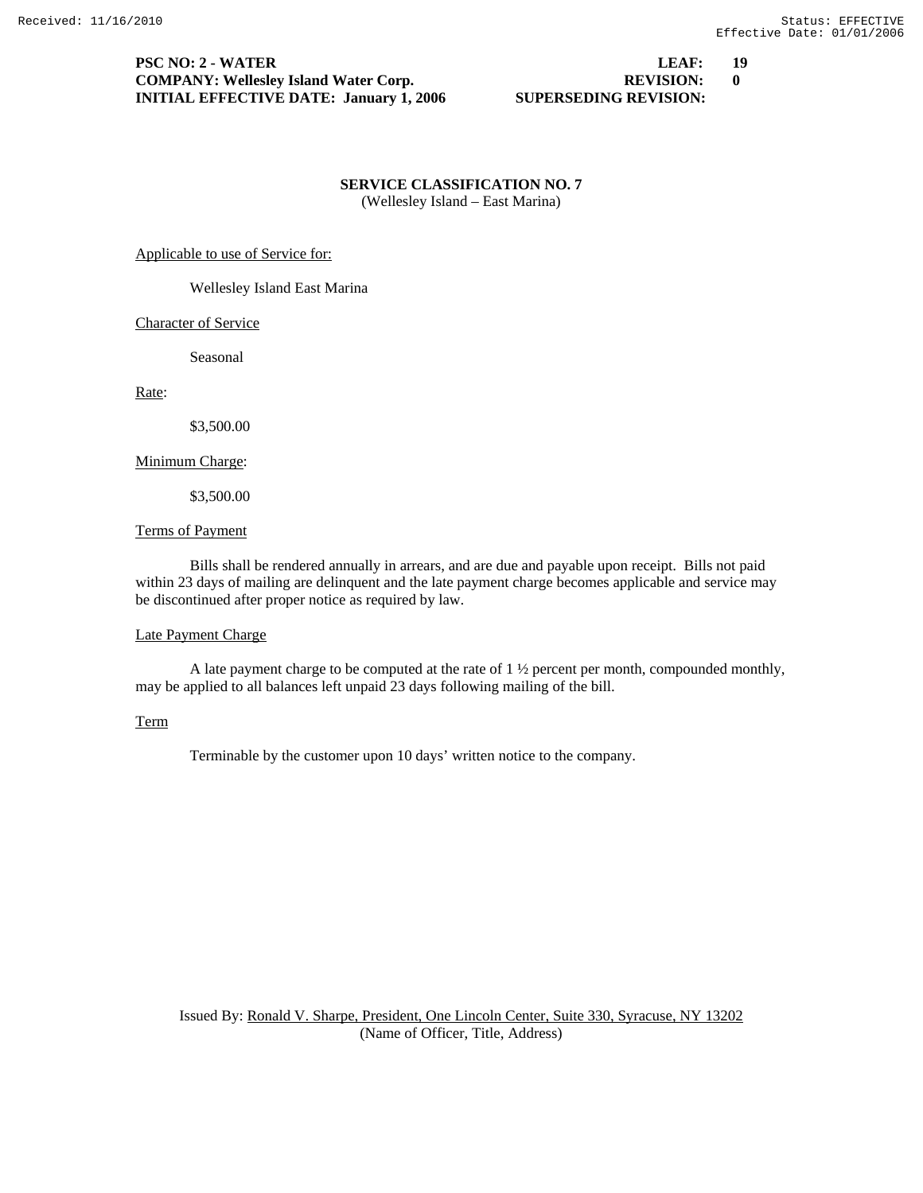**PSC NO: 2 - WATER** **LEAF: 19**
**COMPANY: Wellesley Island Water Corp.** **REVISION: 0**
**INITIAL EFFECTIVE DATE: January 1, 2006** **SUPERSEDING REVISION:**

## SERVICE CLASSIFICATION NO. 7

(Wellesley Island – East Marina)

Applicable to use of Service for:

Wellesley Island East Marina

Character of Service

Seasonal

Rate:

$3,500.00

Minimum Charge:

$3,500.00

Terms of Payment

Bills shall be rendered annually in arrears, and are due and payable upon receipt. Bills not paid within 23 days of mailing are delinquent and the late payment charge becomes applicable and service may be discontinued after proper notice as required by law.

Late Payment Charge

A late payment charge to be computed at the rate of 1 ½ percent per month, compounded monthly, may be applied to all balances left unpaid 23 days following mailing of the bill.

Term

Terminable by the customer upon 10 days' written notice to the company.

Issued By: Ronald V. Sharpe, President, One Lincoln Center, Suite 330, Syracuse, NY 13202
(Name of Officer, Title, Address)